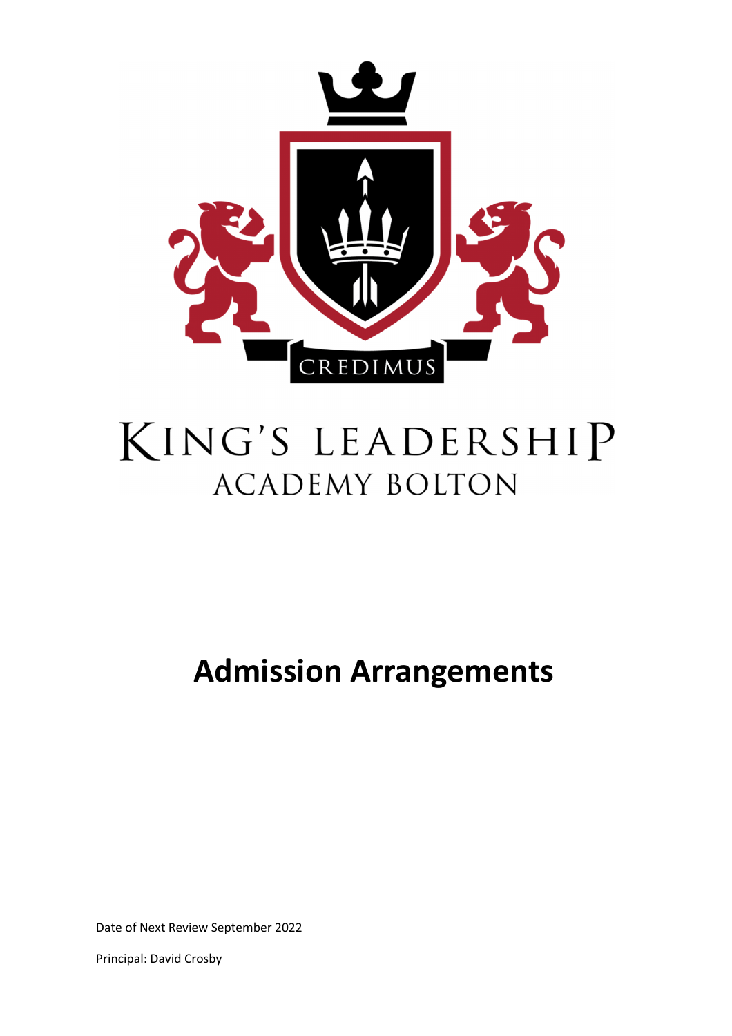CREDIMUS

KING'S LEADERSHIP
ACADEMY BOLTON

# Admission Arrangements

Date of Next Review September 2022

Principal: David Crosby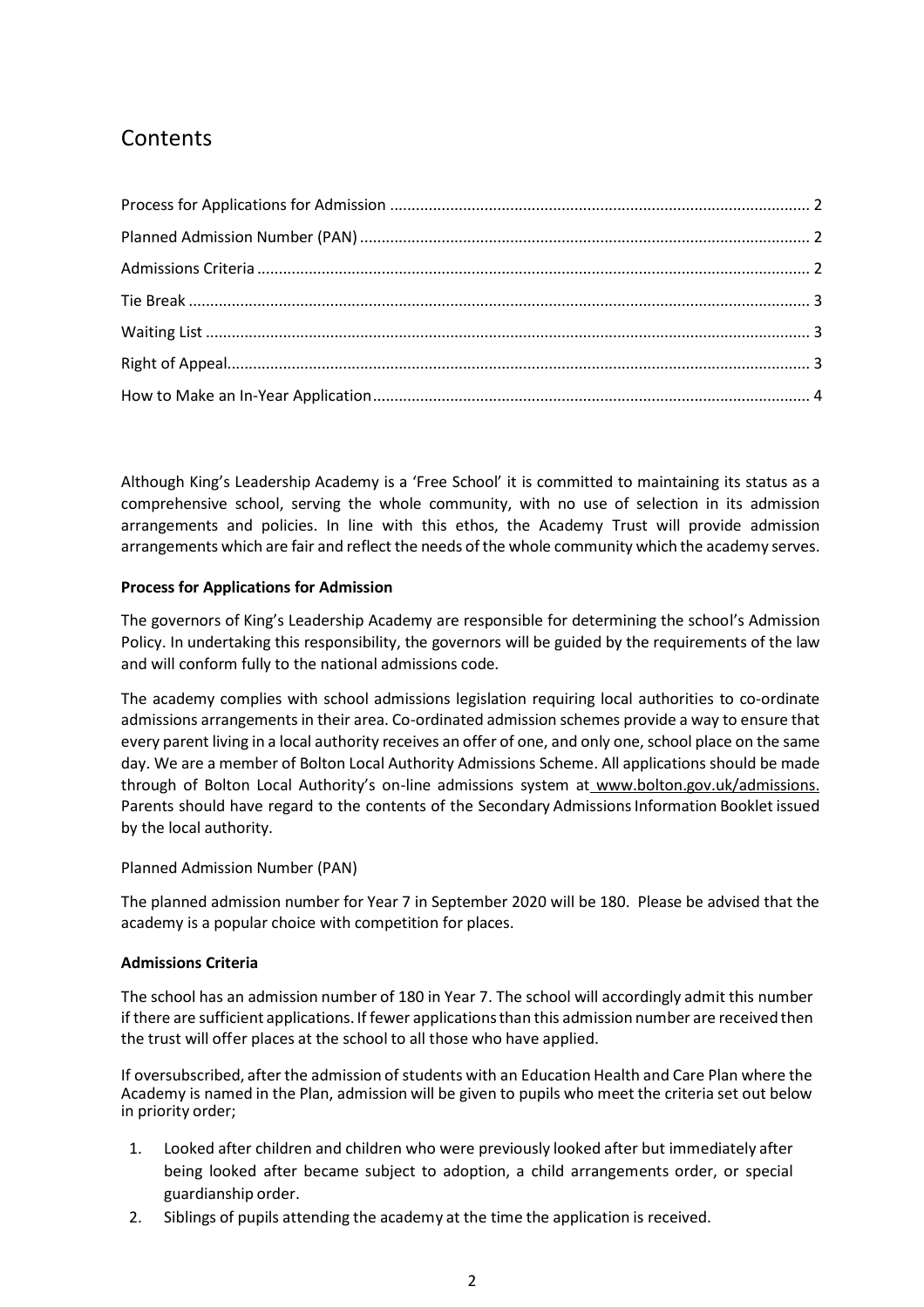# Contents

Process for Applications for Admission ........ 2
Planned Admission Number (PAN) ........ 2
Admissions Criteria ........ 2
Tie Break ........ 3
Waiting List ........ 3
Right of Appeal ........ 3
How to Make an In-Year Application ........ 4

Although King's Leadership Academy is a 'Free School' it is committed to maintaining its status as a comprehensive school, serving the whole community, with no use of selection in its admission arrangements and policies. In line with this ethos, the Academy Trust will provide admission arrangements which are fair and reflect the needs of the whole community which the academy serves.

**Process for Applications for Admission**

The governors of King's Leadership Academy are responsible for determining the school's Admission Policy. In undertaking this responsibility, the governors will be guided by the requirements of the law and will conform fully to the national admissions code.

The academy complies with school admissions legislation requiring local authorities to co-ordinate admissions arrangements in their area. Co-ordinated admission schemes provide a way to ensure that every parent living in a local authority receives an offer of one, and only one, school place on the same day. We are a member of Bolton Local Authority Admissions Scheme. All applications should be made through of Bolton Local Authority's on-line admissions system at www.bolton.gov.uk/admissions. Parents should have regard to the contents of the Secondary Admissions Information Booklet issued by the local authority.

Planned Admission Number (PAN)

The planned admission number for Year 7 in September 2020 will be 180. Please be advised that the academy is a popular choice with competition for places.

**Admissions Criteria**

The school has an admission number of 180 in Year 7. The school will accordingly admit this number if there are sufficient applications. If fewer applications than this admission number are received then the trust will offer places at the school to all those who have applied.

If oversubscribed, after the admission of students with an Education Health and Care Plan where the Academy is named in the Plan, admission will be given to pupils who meet the criteria set out below in priority order;

1. Looked after children and children who were previously looked after but immediately after being looked after became subject to adoption, a child arrangements order, or special guardianship order.
2. Siblings of pupils attending the academy at the time the application is received.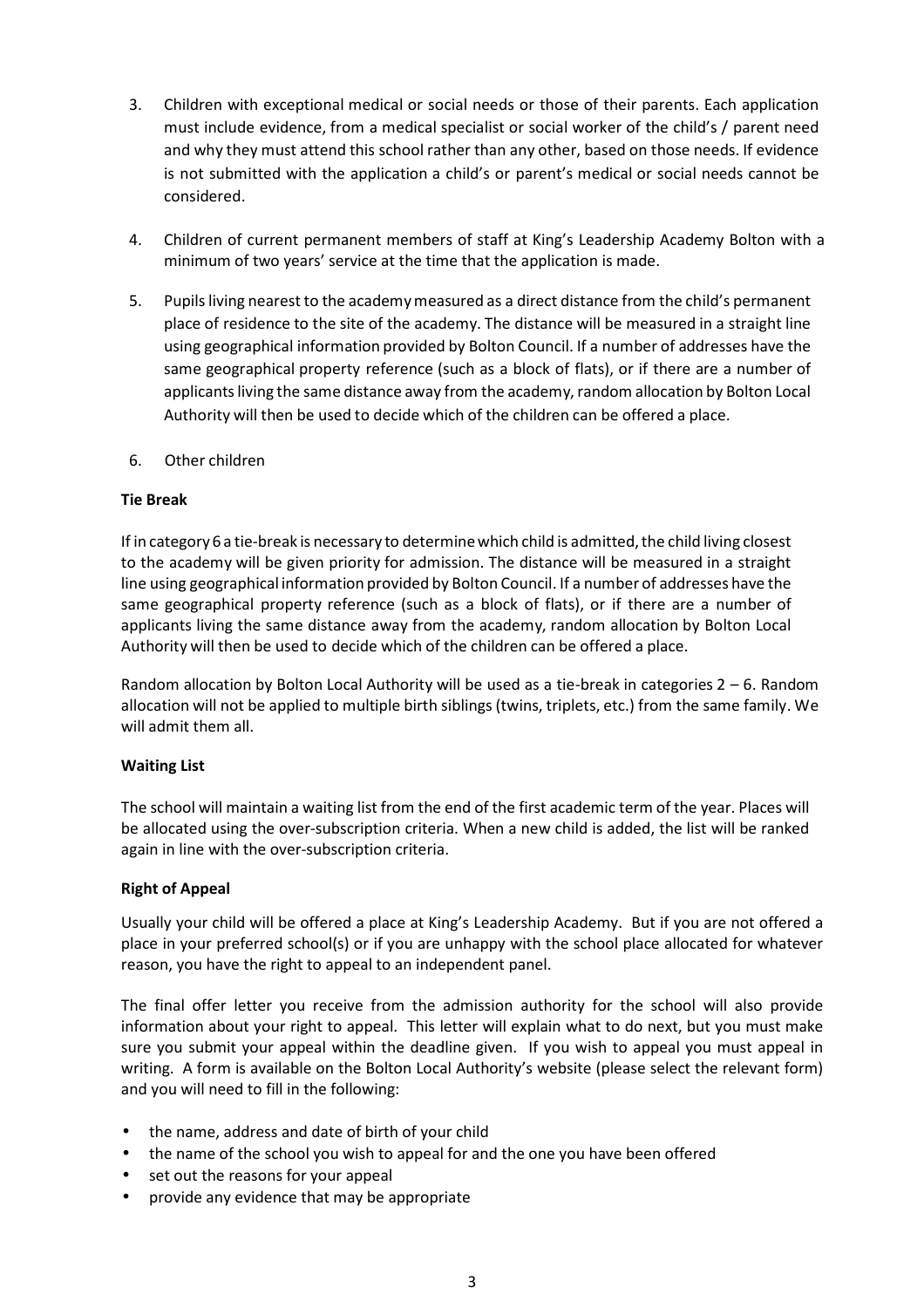3. Children with exceptional medical or social needs or those of their parents. Each application must include evidence, from a medical specialist or social worker of the child's / parent need and why they must attend this school rather than any other, based on those needs. If evidence is not submitted with the application a child's or parent's medical or social needs cannot be considered.

4. Children of current permanent members of staff at King's Leadership Academy Bolton with a minimum of two years' service at the time that the application is made.

5. Pupils living nearest to the academy measured as a direct distance from the child's permanent place of residence to the site of the academy. The distance will be measured in a straight line using geographical information provided by Bolton Council. If a number of addresses have the same geographical property reference (such as a block of flats), or if there are a number of applicants living the same distance away from the academy, random allocation by Bolton Local Authority will then be used to decide which of the children can be offered a place.

6. Other children

**Tie Break**

If in category 6 a tie-break is necessary to determine which child is admitted, the child living closest to the academy will be given priority for admission. The distance will be measured in a straight line using geographical information provided by Bolton Council. If a number of addresses have the same geographical property reference (such as a block of flats), or if there are a number of applicants living the same distance away from the academy, random allocation by Bolton Local Authority will then be used to decide which of the children can be offered a place.

Random allocation by Bolton Local Authority will be used as a tie-break in categories 2 – 6. Random allocation will not be applied to multiple birth siblings (twins, triplets, etc.) from the same family. We will admit them all.

**Waiting List**

The school will maintain a waiting list from the end of the first academic term of the year. Places will be allocated using the over-subscription criteria. When a new child is added, the list will be ranked again in line with the over-subscription criteria.

**Right of Appeal**

Usually your child will be offered a place at King's Leadership Academy. But if you are not offered a place in your preferred school(s) or if you are unhappy with the school place allocated for whatever reason, you have the right to appeal to an independent panel.

The final offer letter you receive from the admission authority for the school will also provide information about your right to appeal. This letter will explain what to do next, but you must make sure you submit your appeal within the deadline given. If you wish to appeal you must appeal in writing. A form is available on the Bolton Local Authority's website (please select the relevant form) and you will need to fill in the following:

- the name, address and date of birth of your child
- the name of the school you wish to appeal for and the one you have been offered
- set out the reasons for your appeal
- provide any evidence that may be appropriate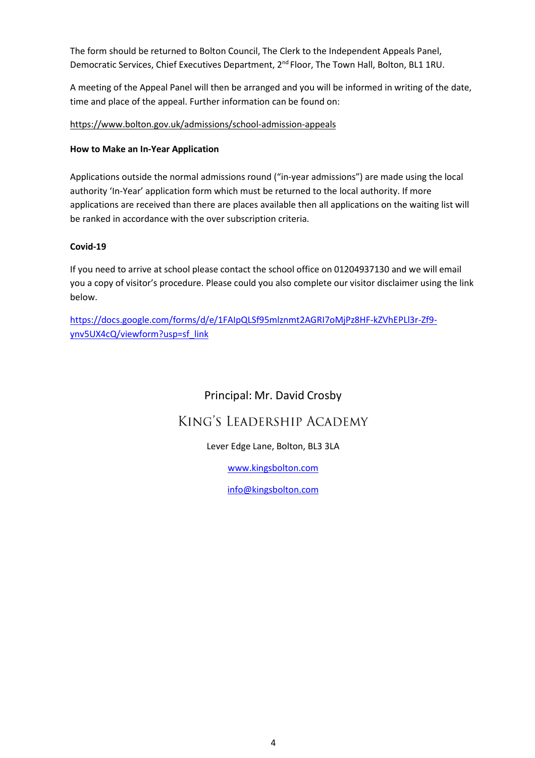The form should be returned to Bolton Council, The Clerk to the Independent Appeals Panel, Democratic Services, Chief Executives Department, 2nd Floor, The Town Hall, Bolton, BL1 1RU.

A meeting of the Appeal Panel will then be arranged and you will be informed in writing of the date, time and place of the appeal. Further information can be found on:

https://www.bolton.gov.uk/admissions/school-admission-appeals

**How to Make an In-Year Application**

Applications outside the normal admissions round ("in-year admissions") are made using the local authority 'In-Year' application form which must be returned to the local authority. If more applications are received than there are places available then all applications on the waiting list will be ranked in accordance with the over subscription criteria.

**Covid-19**

If you need to arrive at school please contact the school office on 01204937130 and we will email you a copy of visitor's procedure. Please could you also complete our visitor disclaimer using the link below.

https://docs.google.com/forms/d/e/1FAIpQLSf95mlznmt2AGRI7oMjPz8HF-kZVhEPLl3r-Zf9-ynv5UX4cQ/viewform?usp=sf_link

Principal: Mr. David Crosby

King's Leadership Academy

Lever Edge Lane, Bolton, BL3 3LA

www.kingsbolton.com

info@kingsbolton.com